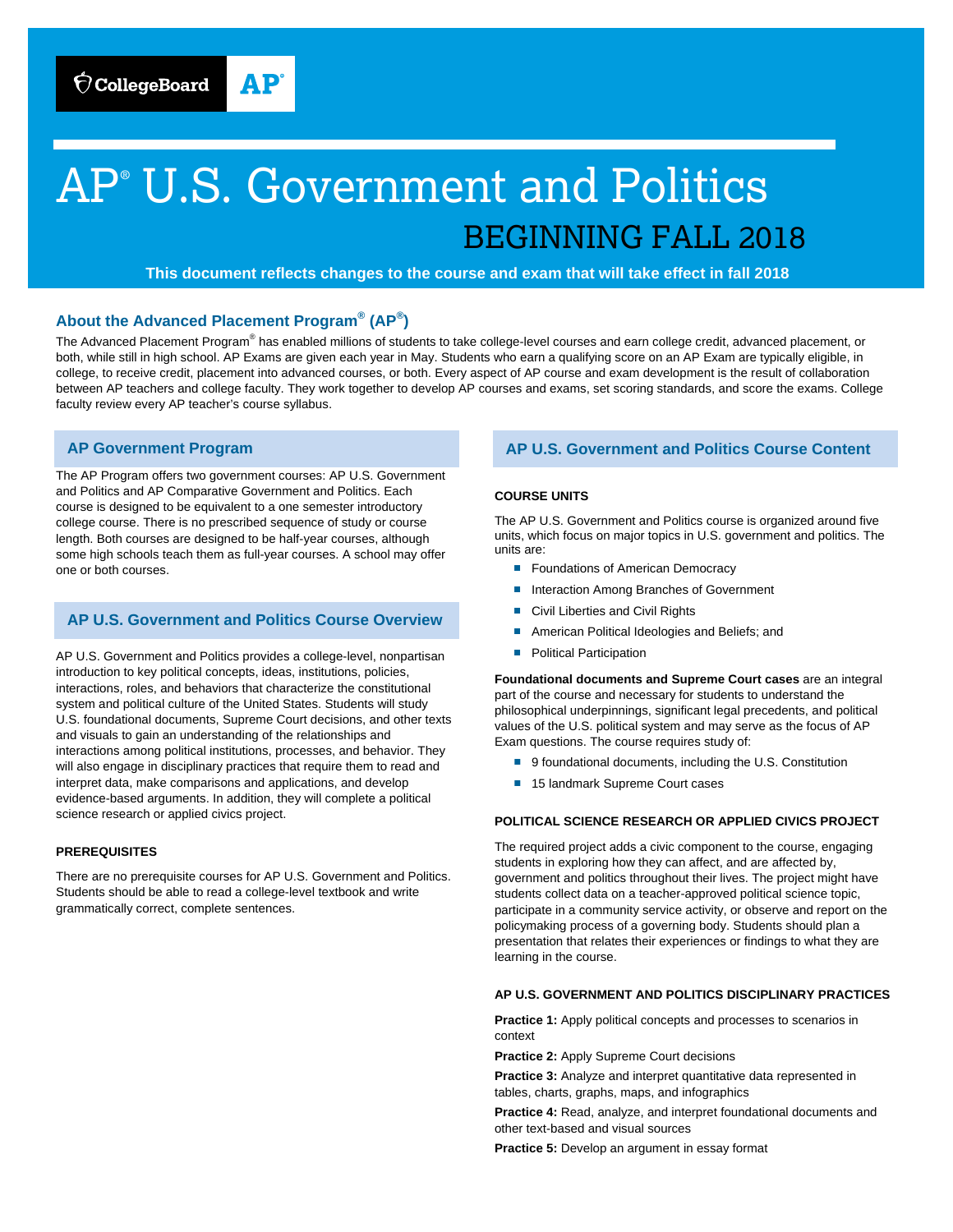# AP® U.S. Government and Politics

## BEGINNING FALL 2018

**This document reflects changes to the course and exam that will take effect in fall 2018**

### About the Advanced Placement Program® (AP®)

The Advanced Placement Program® has enabled millions of students to take college-level courses and earn college credit, advanced placement, or both, while still in high school. AP Exams are given each year in May. Students who earn a qualifying score on an AP Exam are typically eligible, in college, to receive credit, placement into advanced courses, or both. Every aspect of AP course and exam development is the result of collaboration between AP teachers and college faculty. They work together to develop AP courses and exams, set scoring standards, and score the exams. College faculty review every AP teacher's course syllabus.

### AP Government Program

The AP Program offers two government courses: AP U.S. Government and Politics and AP Comparative Government and Politics. Each course is designed to be equivalent to a one semester introductory college course. There is no prescribed sequence of study or course length. Both courses are designed to be half-year courses, although some high schools teach them as full-year courses. A school may offer one or both courses.

### AP U.S. Government and Politics Course Overview

AP U.S. Government and Politics provides a college-level, nonpartisan introduction to key political concepts, ideas, institutions, policies, interactions, roles, and behaviors that characterize the constitutional system and political culture of the United States. Students will study U.S. foundational documents, Supreme Court decisions, and other texts and visuals to gain an understanding of the relationships and interactions among political institutions, processes, and behavior. They will also engage in disciplinary practices that require them to read and interpret data, make comparisons and applications, and develop evidence-based arguments. In addition, they will complete a political science research or applied civics project.

#### PREREQUISITES

There are no prerequisite courses for AP U.S. Government and Politics. Students should be able to read a college-level textbook and write grammatically correct, complete sentences.

### AP U.S. Government and Politics Course Content

#### COURSE UNITS

The AP U.S. Government and Politics course is organized around five units, which focus on major topics in U.S. government and politics. The units are:

- Foundations of American Democracy
- Interaction Among Branches of Government
- Civil Liberties and Civil Rights
- American Political Ideologies and Beliefs; and
- Political Participation

**Foundational documents and Supreme Court cases** are an integral part of the course and necessary for students to understand the philosophical underpinnings, significant legal precedents, and political values of the U.S. political system and may serve as the focus of AP Exam questions. The course requires study of:

- 9 foundational documents, including the U.S. Constitution
- 15 landmark Supreme Court cases

#### POLITICAL SCIENCE RESEARCH OR APPLIED CIVICS PROJECT

The required project adds a civic component to the course, engaging students in exploring how they can affect, and are affected by, government and politics throughout their lives. The project might have students collect data on a teacher-approved political science topic, participate in a community service activity, or observe and report on the policymaking process of a governing body. Students should plan a presentation that relates their experiences or findings to what they are learning in the course.

#### AP U.S. GOVERNMENT AND POLITICS DISCIPLINARY PRACTICES

**Practice 1:** Apply political concepts and processes to scenarios in context

**Practice 2:** Apply Supreme Court decisions

**Practice 3:** Analyze and interpret quantitative data represented in tables, charts, graphs, maps, and infographics

**Practice 4:** Read, analyze, and interpret foundational documents and other text-based and visual sources

**Practice 5:** Develop an argument in essay format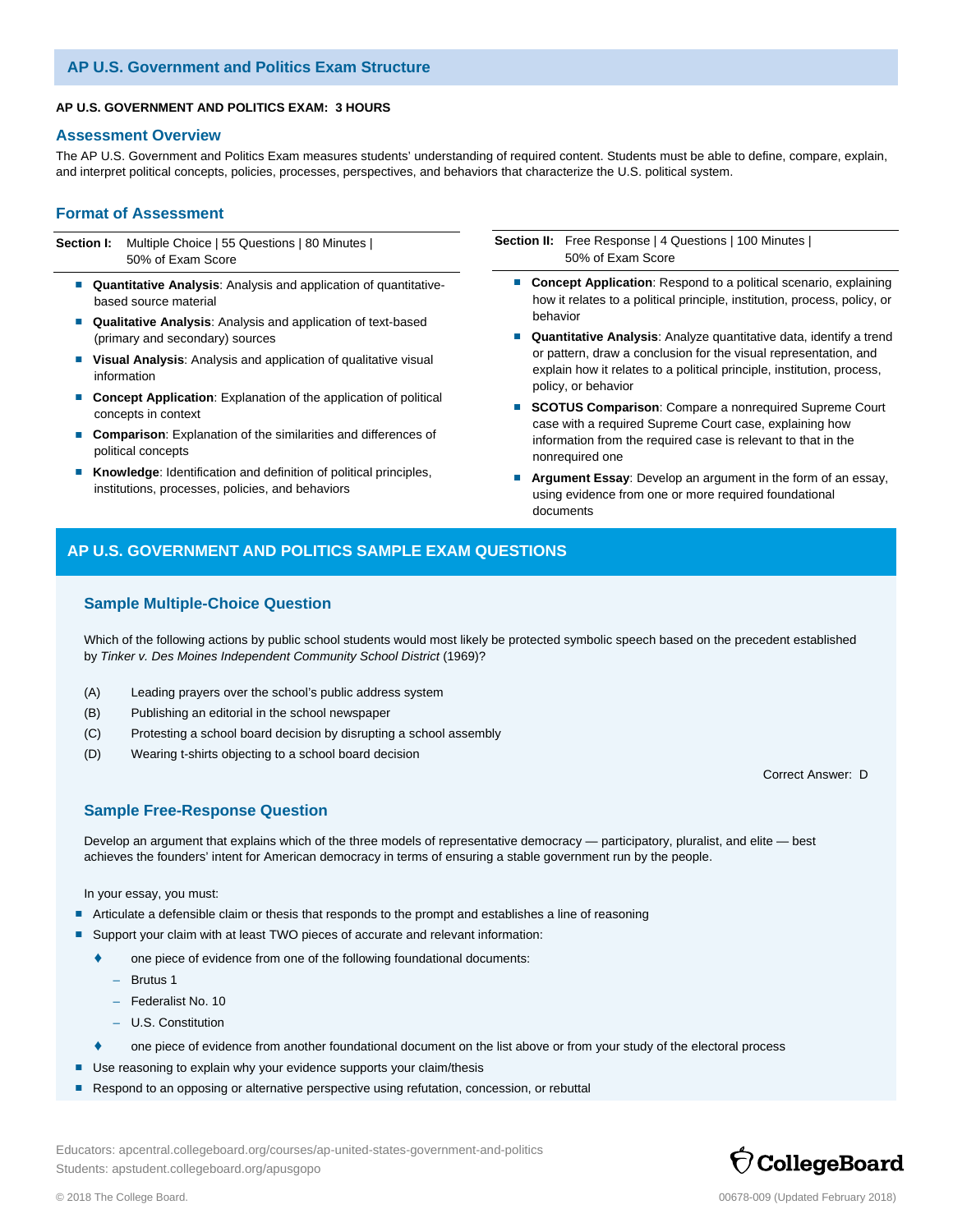## AP U.S. Government and Politics Exam Structure

**AP U.S. GOVERNMENT AND POLITICS EXAM: 3 HOURS**

### Assessment Overview

The AP U.S. Government and Politics Exam measures students' understanding of required content. Students must be able to define, compare, explain, and interpret political concepts, policies, processes, perspectives, and behaviors that characterize the U.S. political system.

### Format of Assessment

**Section I:** Multiple Choice | 55 Questions | 80 Minutes | 50% of Exam Score

- **Quantitative Analysis**: Analysis and application of quantitative-based source material
- **Qualitative Analysis**: Analysis and application of text-based (primary and secondary) sources
- **Visual Analysis**: Analysis and application of qualitative visual information
- **Concept Application**: Explanation of the application of political concepts in context
- **Comparison**: Explanation of the similarities and differences of political concepts
- **Knowledge**: Identification and definition of political principles, institutions, processes, policies, and behaviors

**Section II:** Free Response | 4 Questions | 100 Minutes | 50% of Exam Score

- **Concept Application**: Respond to a political scenario, explaining how it relates to a political principle, institution, process, policy, or behavior
- **Quantitative Analysis**: Analyze quantitative data, identify a trend or pattern, draw a conclusion for the visual representation, and explain how it relates to a political principle, institution, process, policy, or behavior
- **SCOTUS Comparison**: Compare a nonrequired Supreme Court case with a required Supreme Court case, explaining how information from the required case is relevant to that in the nonrequired one
- **Argument Essay**: Develop an argument in the form of an essay, using evidence from one or more required foundational documents

## AP U.S. GOVERNMENT AND POLITICS SAMPLE EXAM QUESTIONS

### Sample Multiple-Choice Question

Which of the following actions by public school students would most likely be protected symbolic speech based on the precedent established by *Tinker v. Des Moines Independent Community School District* (1969)?

(A) Leading prayers over the school's public address system

(B) Publishing an editorial in the school newspaper

(C) Protesting a school board decision by disrupting a school assembly

(D) Wearing t-shirts objecting to a school board decision

Correct Answer: D

### Sample Free-Response Question

Develop an argument that explains which of the three models of representative democracy — participatory, pluralist, and elite — best achieves the founders' intent for American democracy in terms of ensuring a stable government run by the people.

In your essay, you must:

- Articulate a defensible claim or thesis that responds to the prompt and establishes a line of reasoning
- Support your claim with at least TWO pieces of accurate and relevant information:
  - one piece of evidence from one of the following foundational documents:
    - Brutus 1
    - Federalist No. 10
    - U.S. Constitution
  - one piece of evidence from another foundational document on the list above or from your study of the electoral process
- Use reasoning to explain why your evidence supports your claim/thesis
- Respond to an opposing or alternative perspective using refutation, concession, or rebuttal

Educators: apcentral.collegeboard.org/courses/ap-united-states-government-and-politics
Students: apstudent.collegeboard.org/apusgopo

CollegeBoard

© 2018 The College Board. 00678-009 (Updated February 2018)